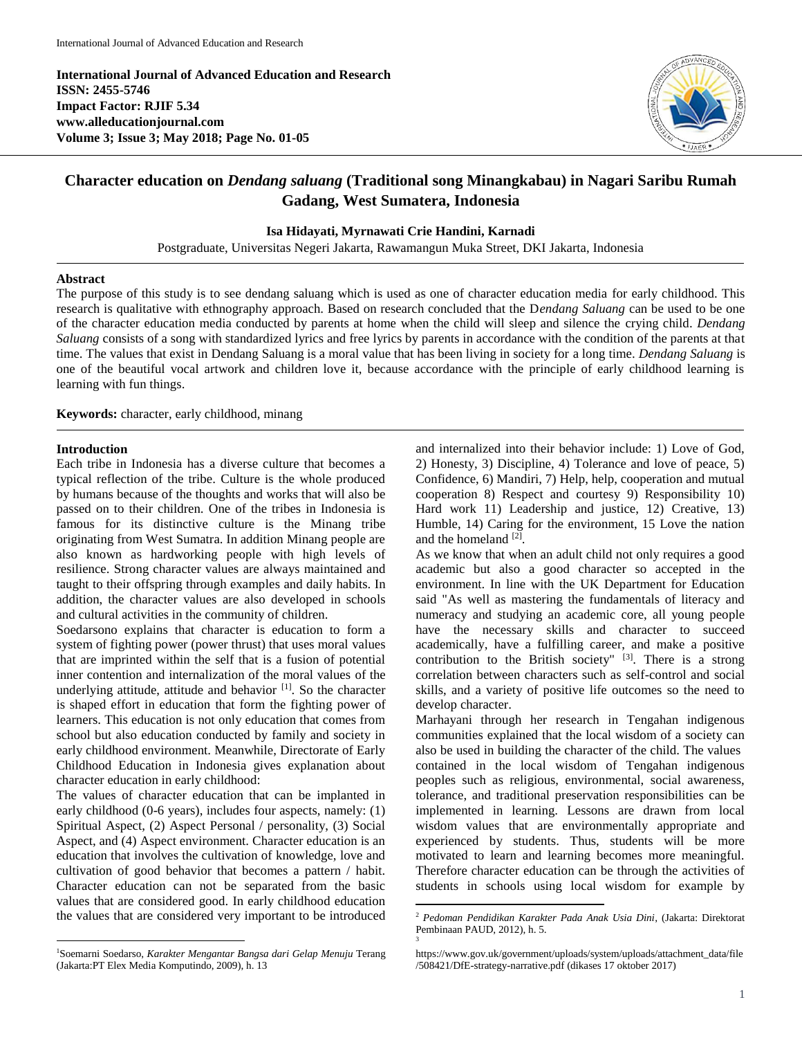**International Journal of Advanced Education and Research**
**ISSN: 2455-5746**
**Impact Factor: RJIF 5.34**
**www.alleducationjournal.com**
**Volume 3; Issue 3; May 2018; Page No. 01-05**

# Character education on *Dendang saluang* (Traditional song Minangkabau) in Nagari Saribu Rumah Gadang, West Sumatera, Indonesia

**Isa Hidayati, Myrnawati Crie Handini, Karnadi**

Postgraduate, Universitas Negeri Jakarta, Rawamangun Muka Street, DKI Jakarta, Indonesia

## Abstract

The purpose of this study is to see dendang saluang which is used as one of character education media for early childhood. This research is qualitative with ethnography approach. Based on research concluded that the D*endang Saluang* can be used to be one of the character education media conducted by parents at home when the child will sleep and silence the crying child. *Dendang Saluang* consists of a song with standardized lyrics and free lyrics by parents in accordance with the condition of the parents at that time. The values that exist in Dendang Saluang is a moral value that has been living in society for a long time. *Dendang Saluang* is one of the beautiful vocal artwork and children love it, because accordance with the principle of early childhood learning is learning with fun things.

**Keywords:** character, early childhood, minang

## Introduction

Each tribe in Indonesia has a diverse culture that becomes a typical reflection of the tribe. Culture is the whole produced by humans because of the thoughts and works that will also be passed on to their children. One of the tribes in Indonesia is famous for its distinctive culture is the Minang tribe originating from West Sumatra. In addition Minang people are also known as hardworking people with high levels of resilience. Strong character values are always maintained and taught to their offspring through examples and daily habits. In addition, the character values are also developed in schools and cultural activities in the community of children.

Soedarsono explains that character is education to form a system of fighting power (power thrust) that uses moral values that are imprinted within the self that is a fusion of potential inner contention and internalization of the moral values of the underlying attitude, attitude and behavior [1]. So the character is shaped effort in education that form the fighting power of learners. This education is not only education that comes from school but also education conducted by family and society in early childhood environment. Meanwhile, Directorate of Early Childhood Education in Indonesia gives explanation about character education in early childhood:

The values of character education that can be implanted in early childhood (0-6 years), includes four aspects, namely: (1) Spiritual Aspect, (2) Aspect Personal / personality, (3) Social Aspect, and (4) Aspect environment. Character education is an education that involves the cultivation of knowledge, love and cultivation of good behavior that becomes a pattern / habit. Character education can not be separated from the basic values that are considered good. In early childhood education the values that are considered very important to be introduced and internalized into their behavior include: 1) Love of God, 2) Honesty, 3) Discipline, 4) Tolerance and love of peace, 5) Confidence, 6) Mandiri, 7) Help, help, cooperation and mutual cooperation 8) Respect and courtesy 9) Responsibility 10) Hard work 11) Leadership and justice, 12) Creative, 13) Humble, 14) Caring for the environment, 15 Love the nation and the homeland [2].

As we know that when an adult child not only requires a good academic but also a good character so accepted in the environment. In line with the UK Department for Education said "As well as mastering the fundamentals of literacy and numeracy and studying an academic core, all young people have the necessary skills and character to succeed academically, have a fulfilling career, and make a positive contribution to the British society" [3]. There is a strong correlation between characters such as self-control and social skills, and a variety of positive life outcomes so the need to develop character.

Marhayani through her research in Tengahan indigenous communities explained that the local wisdom of a society can also be used in building the character of the child. The values contained in the local wisdom of Tengahan indigenous peoples such as religious, environmental, social awareness, tolerance, and traditional preservation responsibilities can be implemented in learning. Lessons are drawn from local wisdom values that are environmentally appropriate and experienced by students. Thus, students will be more motivated to learn and learning becomes more meaningful. Therefore character education can be through the activities of students in schools using local wisdom for example by

---

[1] Soemarni Soedarso, *Karakter Mengantar Bangsa dari Gelap Menuju* Terang (Jakarta:PT Elex Media Komputindo, 2009), h. 13

[2] *Pedoman Pendidikan Karakter Pada Anak Usia Dini*, (Jakarta: Direktorat Pembinaan PAUD, 2012), h. 5.

[3] https://www.gov.uk/government/uploads/system/uploads/attachment_data/file/508421/DfE-strategy-narrative.pdf (dikases 17 oktober 2017)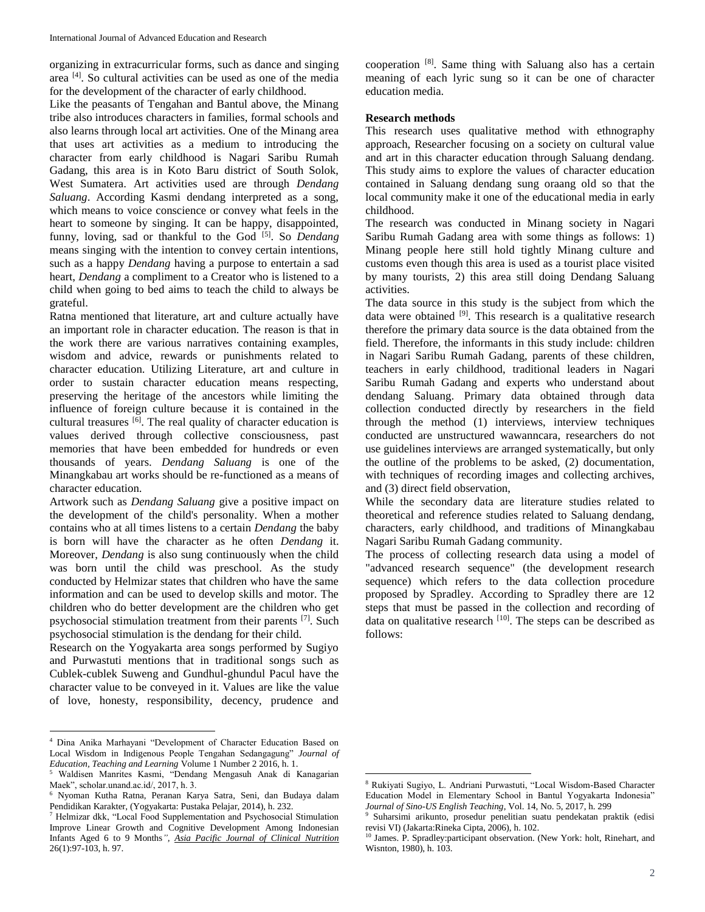organizing in extracurricular forms, such as dance and singing area [4]. So cultural activities can be used as one of the media for the development of the character of early childhood.

Like the peasants of Tengahan and Bantul above, the Minang tribe also introduces characters in families, formal schools and also learns through local art activities. One of the Minang area that uses art activities as a medium to introducing the character from early childhood is Nagari Saribu Rumah Gadang, this area is in Koto Baru district of South Solok, West Sumatera. Art activities used are through *Dendang Saluang*. According Kasmi dendang interpreted as a song, which means to voice conscience or convey what feels in the heart to someone by singing. It can be happy, disappointed, funny, loving, sad or thankful to the God [5]. So *Dendang* means singing with the intention to convey certain intentions, such as a happy *Dendang* having a purpose to entertain a sad heart, *Dendang* a compliment to a Creator who is listened to a child when going to bed aims to teach the child to always be grateful.

Ratna mentioned that literature, art and culture actually have an important role in character education. The reason is that in the work there are various narratives containing examples, wisdom and advice, rewards or punishments related to character education. Utilizing Literature, art and culture in order to sustain character education means respecting, preserving the heritage of the ancestors while limiting the influence of foreign culture because it is contained in the cultural treasures [6]. The real quality of character education is values derived through collective consciousness, past memories that have been embedded for hundreds or even thousands of years. *Dendang Saluang* is one of the Minangkabau art works should be re-functioned as a means of character education.

Artwork such as *Dendang Saluang* give a positive impact on the development of the child's personality. When a mother contains who at all times listens to a certain *Dendang* the baby is born will have the character as he often *Dendang* it. Moreover, *Dendang* is also sung continuously when the child was born until the child was preschool. As the study conducted by Helmizar states that children who have the same information and can be used to develop skills and motor. The children who do better development are the children who get psychosocial stimulation treatment from their parents [7]. Such psychosocial stimulation is the dendang for their child.

Research on the Yogyakarta area songs performed by Sugiyo and Purwastuti mentions that in traditional songs such as Cublek-cublek Suweng and Gundhul-ghundul Pacul have the character value to be conveyed in it. Values are like the value of love, honesty, responsibility, decency, prudence and cooperation [8]. Same thing with Saluang also has a certain meaning of each lyric sung so it can be one of character education media.

**Research methods**

This research uses qualitative method with ethnography approach, Researcher focusing on a society on cultural value and art in this character education through Saluang dendang. This study aims to explore the values of character education contained in Saluang dendang sung oraang old so that the local community make it one of the educational media in early childhood.

The research was conducted in Minang society in Nagari Saribu Rumah Gadang area with some things as follows: 1) Minang people here still hold tightly Minang culture and customs even though this area is used as a tourist place visited by many tourists, 2) this area still doing Dendang Saluang activities.

The data source in this study is the subject from which the data were obtained [9]. This research is a qualitative research therefore the primary data source is the data obtained from the field. Therefore, the informants in this study include: children in Nagari Saribu Rumah Gadang, parents of these children, teachers in early childhood, traditional leaders in Nagari Saribu Rumah Gadang and experts who understand about dendang Saluang. Primary data obtained through data collection conducted directly by researchers in the field through the method (1) interviews, interview techniques conducted are unstructured wawanncara, researchers do not use guidelines interviews are arranged systematically, but only the outline of the problems to be asked, (2) documentation, with techniques of recording images and collecting archives, and (3) direct field observation,

While the secondary data are literature studies related to theoretical and reference studies related to Saluang dendang, characters, early childhood, and traditions of Minangkabau Nagari Saribu Rumah Gadang community.

The process of collecting research data using a model of "advanced research sequence" (the development research sequence) which refers to the data collection procedure proposed by Spradley. According to Spradley there are 12 steps that must be passed in the collection and recording of data on qualitative research [10]. The steps can be described as follows:

---

[4] Dina Anika Marhayani "Development of Character Education Based on Local Wisdom in Indigenous People Tengahan Sedangagung" *Journal of Education, Teaching and Learning* Volume 1 Number 2 2016, h. 1.

[5] Waldisen Manrites Kasmi, "Dendang Mengasuh Anak di Kanagarian Maek", scholar.unand.ac.id/, 2017, h. 3.

[6] Nyoman Kutha Ratna, Peranan Karya Satra, Seni, dan Budaya dalam Pendidikan Karakter, (Yogyakarta: Pustaka Pelajar, 2014), h. 232.

[7] Helmizar dkk, "Local Food Supplementation and Psychosocial Stimulation Improve Linear Growth and Cognitive Development Among Indonesian Infants Aged 6 to 9 Months*", Asia Pacific Journal of Clinical Nutrition* 26(1):97-103, h. 97.

[8] Rukiyati Sugiyo, L. Andriani Purwastuti, "Local Wisdom-Based Character Education Model in Elementary School in Bantul Yogyakarta Indonesia" *Journal of Sino-US English Teaching*, Vol. 14, No. 5, 2017, h. 299

[9] Suharsimi arikunto, prosedur penelitian suatu pendekatan praktik (edisi revisi VI) (Jakarta:Rineka Cipta, 2006), h. 102.

[10] James. P. Spradley:participant observation. (New York: holt, Rinehart, and Wisnton, 1980), h. 103.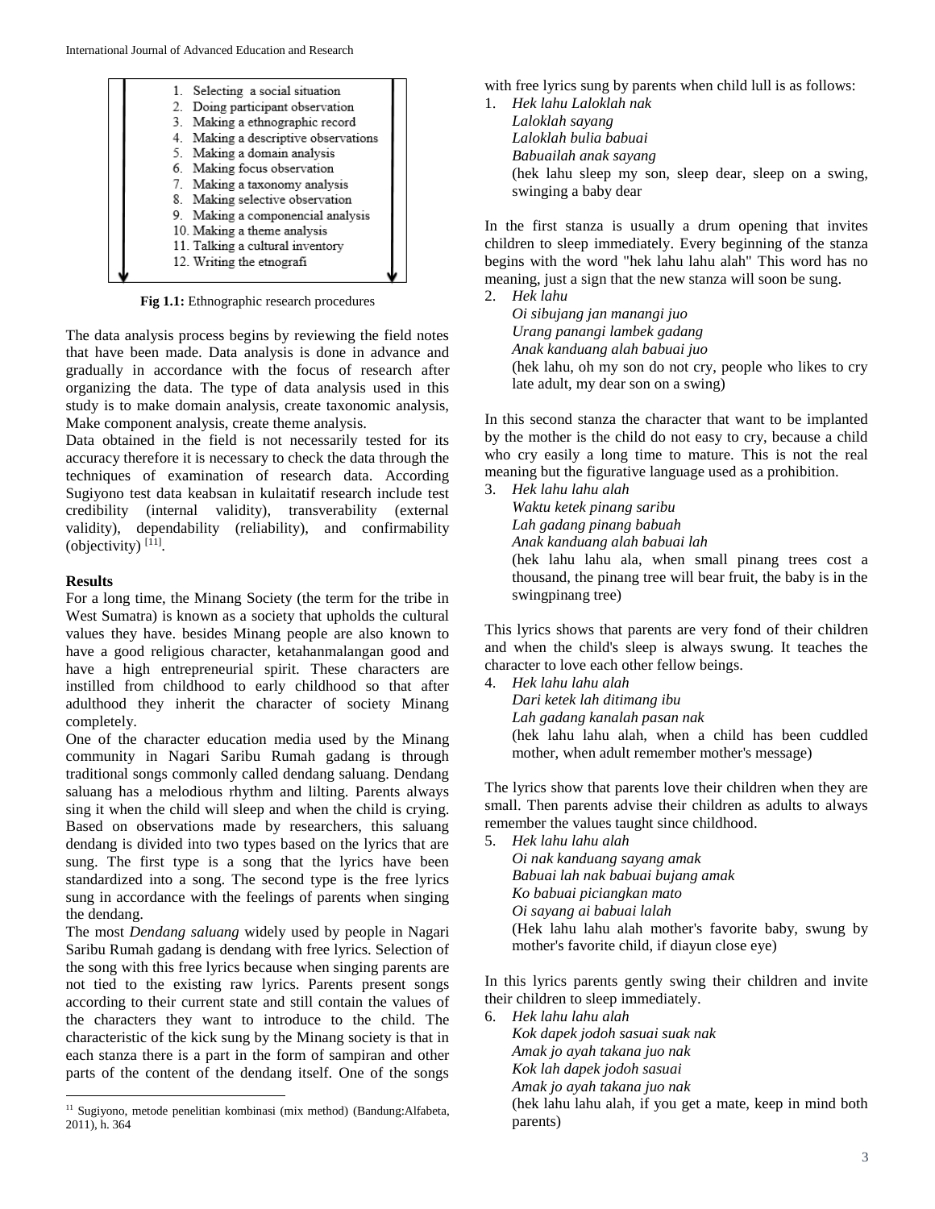1. Selecting a social situation
2. Doing participant observation
3. Making a ethnographic record
4. Making a descriptive observations
5. Making a domain analysis
6. Making focus observation
7. Making a taxonomy analysis
8. Making selective observation
9. Making a componencial analysis
10. Making a theme analysis
11. Talking a cultural inventory
12. Writing the etnografi

**Fig 1.1:** Ethnographic research procedures

The data analysis process begins by reviewing the field notes that have been made. Data analysis is done in advance and gradually in accordance with the focus of research after organizing the data. The type of data analysis used in this study is to make domain analysis, create taxonomic analysis, Make component analysis, create theme analysis.

Data obtained in the field is not necessarily tested for its accuracy therefore it is necessary to check the data through the techniques of examination of research data. According Sugiyono test data keabsan in kulaitatif research include test credibility (internal validity), transverability (external validity), dependability (reliability), and confirmability (objectivity) [11].

**Results**

For a long time, the Minang Society (the term for the tribe in West Sumatra) is known as a society that upholds the cultural values they have. besides Minang people are also known to have a good religious character, ketahanmalangan good and have a high entrepreneurial spirit. These characters are instilled from childhood to early childhood so that after adulthood they inherit the character of society Minang completely.

One of the character education media used by the Minang community in Nagari Saribu Rumah gadang is through traditional songs commonly called dendang saluang. Dendang saluang has a melodious rhythm and lilting. Parents always sing it when the child will sleep and when the child is crying. Based on observations made by researchers, this saluang dendang is divided into two types based on the lyrics that are sung. The first type is a song that the lyrics have been standardized into a song. The second type is the free lyrics sung in accordance with the feelings of parents when singing the dendang.

The most *Dendang saluang* widely used by people in Nagari Saribu Rumah gadang is dendang with free lyrics. Selection of the song with this free lyrics because when singing parents are not tied to the existing raw lyrics. Parents present songs according to their current state and still contain the values of the characters they want to introduce to the child. The characteristic of the kick sung by the Minang society is that in each stanza there is a part in the form of sampiran and other parts of the content of the dendang itself. One of the songs with free lyrics sung by parents when child lull is as follows:

1. *Hek lahu Laloklah nak*
   *Laloklah sayang*
   *Laloklah bulia babuai*
   *Babuailah anak sayang*
   (hek lahu sleep my son, sleep dear, sleep on a swing, swinging a baby dear

In the first stanza is usually a drum opening that invites children to sleep immediately. Every beginning of the stanza begins with the word "hek lahu lahu alah" This word has no meaning, just a sign that the new stanza will soon be sung.

2. *Hek lahu*
   *Oi sibujang jan manangi juo*
   *Urang panangi lambek gadang*
   *Anak kanduang alah babuai juo*
   (hek lahu, oh my son do not cry, people who likes to cry late adult, my dear son on a swing)

In this second stanza the character that want to be implanted by the mother is the child do not easy to cry, because a child who cry easily a long time to mature. This is not the real meaning but the figurative language used as a prohibition.

3. *Hek lahu lahu alah*
   *Waktu ketek pinang saribu*
   *Lah gadang pinang babuah*
   *Anak kanduang alah babuai lah*
   (hek lahu lahu ala, when small pinang trees cost a thousand, the pinang tree will bear fruit, the baby is in the swingpinang tree)

This lyrics shows that parents are very fond of their children and when the child's sleep is always swung. It teaches the character to love each other fellow beings.

4. *Hek lahu lahu alah*
   *Dari ketek lah ditimang ibu*
   *Lah gadang kanalah pasan nak*
   (hek lahu lahu alah, when a child has been cuddled mother, when adult remember mother's message)

The lyrics show that parents love their children when they are small. Then parents advise their children as adults to always remember the values taught since childhood.

5. *Hek lahu lahu alah*
   *Oi nak kanduang sayang amak*
   *Babuai lah nak babuai bujang amak*
   *Ko babuai piciangkan mato*
   *Oi sayang ai babuai lalah*
   (Hek lahu lahu alah mother's favorite baby, swung by mother's favorite child, if diayun close eye)

In this lyrics parents gently swing their children and invite their children to sleep immediately.

6. *Hek lahu lahu alah*
   *Kok dapek jodoh sasuai suak nak*
   *Amak jo ayah takana juo nak*
   *Kok lah dapek jodoh sasuai*
   *Amak jo ayah takana juo nak*
   (hek lahu lahu alah, if you get a mate, keep in mind both parents)

---

[11] Sugiyono, metode penelitian kombinasi (mix method) (Bandung:Alfabeta, 2011), h. 364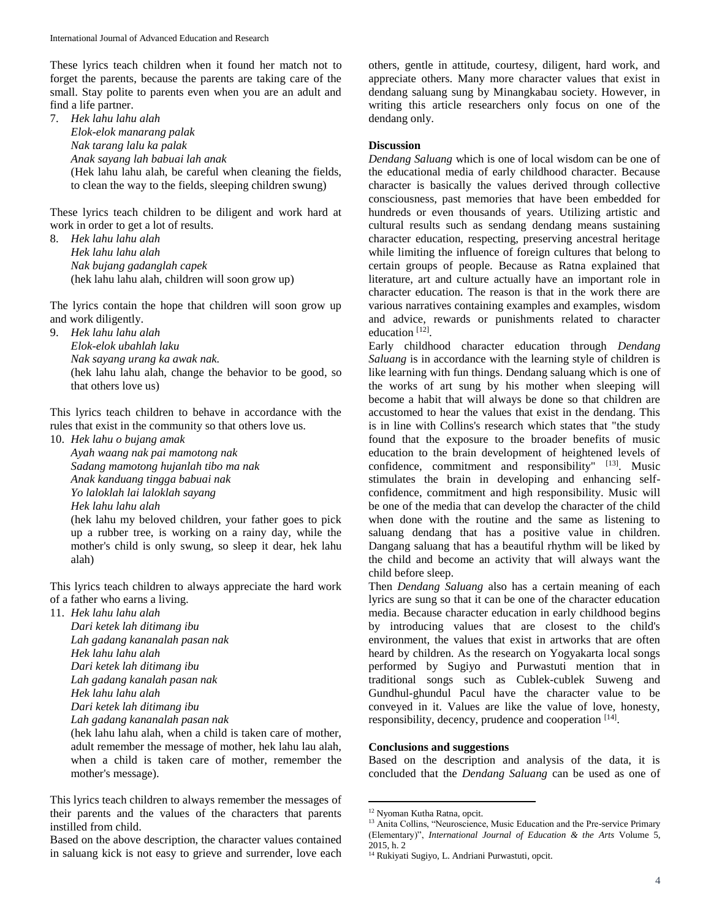These lyrics teach children when it found her match not to forget the parents, because the parents are taking care of the small. Stay polite to parents even when you are an adult and find a life partner.

7. *Hek lahu lahu alah*
   *Elok-elok manarang palak*
   *Nak tarang lalu ka palak*
   *Anak sayang lah babuai lah anak*
   (Hek lahu lahu alah, be careful when cleaning the fields, to clean the way to the fields, sleeping children swung)

These lyrics teach children to be diligent and work hard at work in order to get a lot of results.

8. *Hek lahu lahu alah*
   *Hek lahu lahu alah*
   *Nak bujang gadanglah capek*
   (hek lahu lahu alah, children will soon grow up)

The lyrics contain the hope that children will soon grow up and work diligently.

9. *Hek lahu lahu alah*
   *Elok-elok ubahlah laku*
   *Nak sayang urang ka awak nak.*
   (hek lahu lahu alah, change the behavior to be good, so that others love us)

This lyrics teach children to behave in accordance with the rules that exist in the community so that others love us.

10. *Hek lahu o bujang amak*
    *Ayah waang nak pai mamotong nak*
    *Sadang mamotong hujanlah tibo ma nak*
    *Anak kanduang tingga babuai nak*
    *Yo laloklah lai laloklah sayang*
    *Hek lahu lahu alah*
    (hek lahu my beloved children, your father goes to pick up a rubber tree, is working on a rainy day, while the mother's child is only swung, so sleep it dear, hek lahu alah)

This lyrics teach children to always appreciate the hard work of a father who earns a living.

11. *Hek lahu lahu alah*
    *Dari ketek lah ditimang ibu*
    *Lah gadang kananalah pasan nak*
    *Hek lahu lahu alah*
    *Dari ketek lah ditimang ibu*
    *Lah gadang kanalah pasan nak*
    *Hek lahu lahu alah*
    *Dari ketek lah ditimang ibu*
    *Lah gadang kananalah pasan nak*
    (hek lahu lahu alah, when a child is taken care of mother, adult remember the message of mother, hek lahu lau alah, when a child is taken care of mother, remember the mother's message).

This lyrics teach children to always remember the messages of their parents and the values of the characters that parents instilled from child.

Based on the above description, the character values contained in saluang kick is not easy to grieve and surrender, love each others, gentle in attitude, courtesy, diligent, hard work, and appreciate others. Many more character values that exist in dendang saluang sung by Minangkabau society. However, in writing this article researchers only focus on one of the dendang only.

## Discussion

*Dendang Saluang* which is one of local wisdom can be one of the educational media of early childhood character. Because character is basically the values derived through collective consciousness, past memories that have been embedded for hundreds or even thousands of years. Utilizing artistic and cultural results such as sendang dendang means sustaining character education, respecting, preserving ancestral heritage while limiting the influence of foreign cultures that belong to certain groups of people. Because as Ratna explained that literature, art and culture actually have an important role in character education. The reason is that in the work there are various narratives containing examples and examples, wisdom and advice, rewards or punishments related to character education [12].

Early childhood character education through *Dendang Saluang* is in accordance with the learning style of children is like learning with fun things. Dendang saluang which is one of the works of art sung by his mother when sleeping will become a habit that will always be done so that children are accustomed to hear the values that exist in the dendang. This is in line with Collins's research which states that "the study found that the exposure to the broader benefits of music education to the brain development of heightened levels of confidence, commitment and responsibility" [13]. Music stimulates the brain in developing and enhancing self-confidence, commitment and high responsibility. Music will be one of the media that can develop the character of the child when done with the routine and the same as listening to saluang dendang that has a positive value in children. Dangang saluang that has a beautiful rhythm will be liked by the child and become an activity that will always want the child before sleep.

Then *Dendang Saluang* also has a certain meaning of each lyrics are sung so that it can be one of the character education media. Because character education in early childhood begins by introducing values that are closest to the child's environment, the values that exist in artworks that are often heard by children. As the research on Yogyakarta local songs performed by Sugiyo and Purwastuti mention that in traditional songs such as Cublek-cublek Suweng and Gundhul-ghundul Pacul have the character value to be conveyed in it. Values are like the value of love, honesty, responsibility, decency, prudence and cooperation [14].

## Conclusions and suggestions

Based on the description and analysis of the data, it is concluded that the *Dendang Saluang* can be used as one of

---

[12] Nyoman Kutha Ratna, opcit.

[13] Anita Collins, "Neuroscience, Music Education and the Pre-service Primary (Elementary)", *International Journal of Education & the Arts* Volume 5, 2015, h. 2

[14] Rukiyati Sugiyo, L. Andriani Purwastuti, opcit.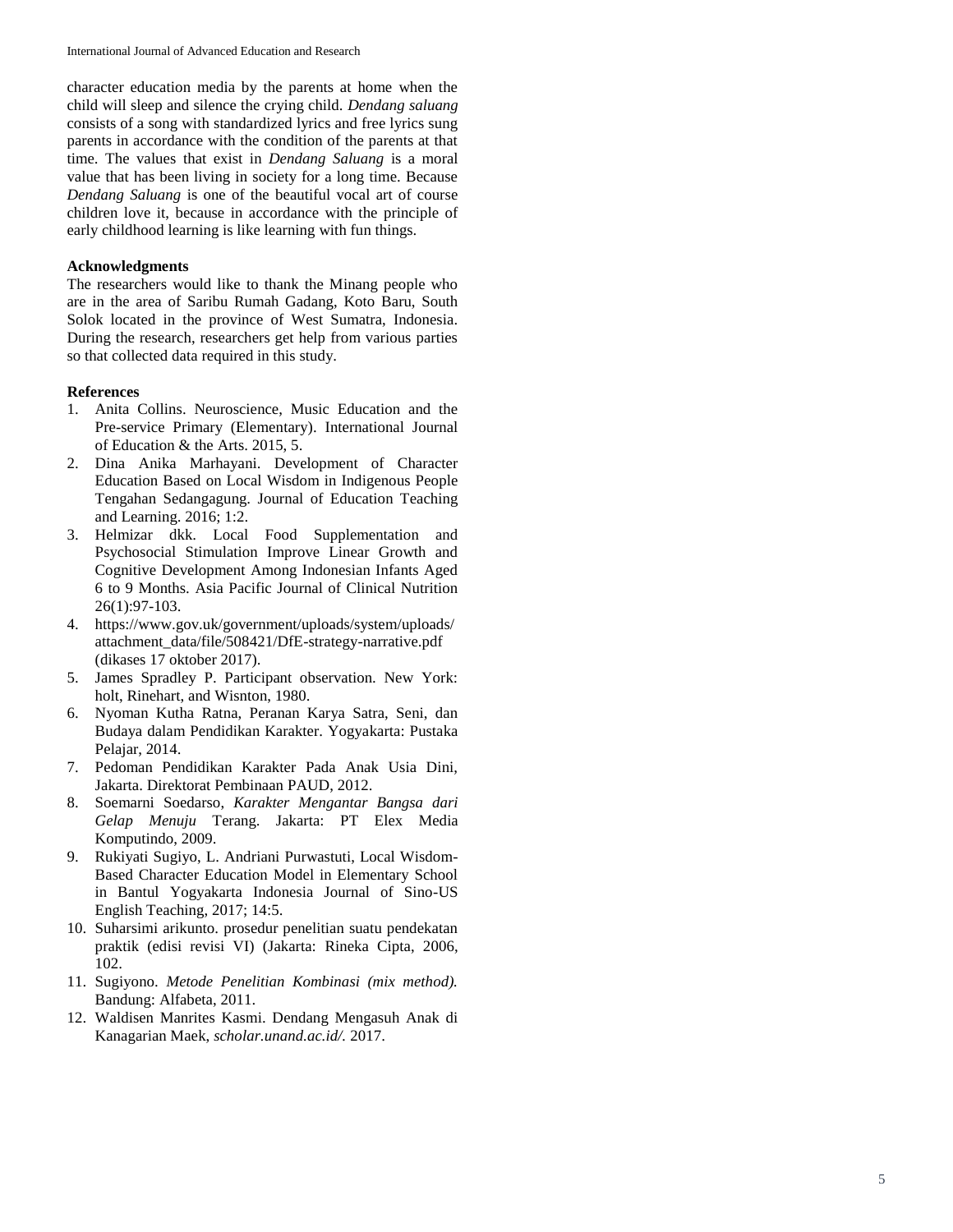character education media by the parents at home when the child will sleep and silence the crying child. *Dendang saluang* consists of a song with standardized lyrics and free lyrics sung parents in accordance with the condition of the parents at that time. The values that exist in *Dendang Saluang* is a moral value that has been living in society for a long time. Because *Dendang Saluang* is one of the beautiful vocal art of course children love it, because in accordance with the principle of early childhood learning is like learning with fun things.

**Acknowledgments**

The researchers would like to thank the Minang people who are in the area of Saribu Rumah Gadang, Koto Baru, South Solok located in the province of West Sumatra, Indonesia. During the research, researchers get help from various parties so that collected data required in this study.

**References**

1. Anita Collins. Neuroscience, Music Education and the Pre-service Primary (Elementary). International Journal of Education & the Arts. 2015, 5.
2. Dina Anika Marhayani. Development of Character Education Based on Local Wisdom in Indigenous People Tengahan Sedangagung. Journal of Education Teaching and Learning. 2016; 1:2.
3. Helmizar dkk. Local Food Supplementation and Psychosocial Stimulation Improve Linear Growth and Cognitive Development Among Indonesian Infants Aged 6 to 9 Months. Asia Pacific Journal of Clinical Nutrition 26(1):97-103.
4. https://www.gov.uk/government/uploads/system/uploads/attachment_data/file/508421/DfE-strategy-narrative.pdf (dikases 17 oktober 2017).
5. James Spradley P. Participant observation. New York: holt, Rinehart, and Wisnton, 1980.
6. Nyoman Kutha Ratna, Peranan Karya Satra, Seni, dan Budaya dalam Pendidikan Karakter. Yogyakarta: Pustaka Pelajar, 2014.
7. Pedoman Pendidikan Karakter Pada Anak Usia Dini, Jakarta. Direktorat Pembinaan PAUD, 2012.
8. Soemarni Soedarso, *Karakter Mengantar Bangsa dari Gelap Menuju* Terang. Jakarta: PT Elex Media Komputindo, 2009.
9. Rukiyati Sugiyo, L. Andriani Purwastuti, Local Wisdom-Based Character Education Model in Elementary School in Bantul Yogyakarta Indonesia Journal of Sino-US English Teaching, 2017; 14:5.
10. Suharsimi arikunto. prosedur penelitian suatu pendekatan praktik (edisi revisi VI) (Jakarta: Rineka Cipta, 2006, 102.
11. Sugiyono. *Metode Penelitian Kombinasi (mix method).* Bandung: Alfabeta, 2011.
12. Waldisen Manrites Kasmi. Dendang Mengasuh Anak di Kanagarian Maek, *scholar.unand.ac.id/.* 2017.